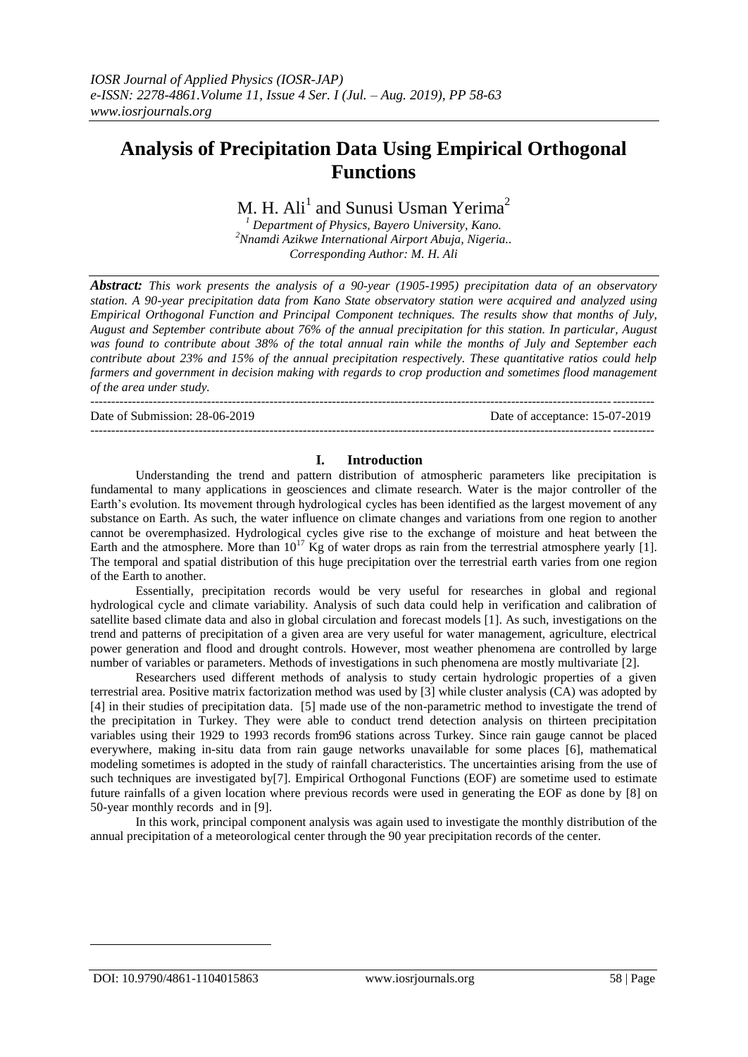# Analysis of Precipitation Data Using Empirical Orthogonal Functions

M. H. Ali[1] and Sunusi Usman Yerima[2]

[1] Department of Physics, Bayero University, Kano.
[2]Nnamdi Azikwe International Airport Abuja, Nigeria..
Corresponding Author: M. H. Ali

***Abstract:*** *This work presents the analysis of a 90-year (1905-1995) precipitation data of an observatory station. A 90-year precipitation data from Kano State observatory station were acquired and analyzed using Empirical Orthogonal Function and Principal Component techniques. The results show that months of July, August and September contribute about 76% of the annual precipitation for this station. In particular, August was found to contribute about 38% of the total annual rain while the months of July and September each contribute about 23% and 15% of the annual precipitation respectively. These quantitative ratios could help farmers and government in decision making with regards to crop production and sometimes flood management of the area under study.*

---

Date of Submission: 28-06-2019 Date of acceptance: 15-07-2019

---

## I. Introduction

Understanding the trend and pattern distribution of atmospheric parameters like precipitation is fundamental to many applications in geosciences and climate research. Water is the major controller of the Earth's evolution. Its movement through hydrological cycles has been identified as the largest movement of any substance on Earth. As such, the water influence on climate changes and variations from one region to another cannot be overemphasized. Hydrological cycles give rise to the exchange of moisture and heat between the Earth and the atmosphere. More than $10^{17}$ Kg of water drops as rain from the terrestrial atmosphere yearly [1]. The temporal and spatial distribution of this huge precipitation over the terrestrial earth varies from one region of the Earth to another.

Essentially, precipitation records would be very useful for researches in global and regional hydrological cycle and climate variability. Analysis of such data could help in verification and calibration of satellite based climate data and also in global circulation and forecast models [1]. As such, investigations on the trend and patterns of precipitation of a given area are very useful for water management, agriculture, electrical power generation and flood and drought controls. However, most weather phenomena are controlled by large number of variables or parameters. Methods of investigations in such phenomena are mostly multivariate [2].

Researchers used different methods of analysis to study certain hydrologic properties of a given terrestrial area. Positive matrix factorization method was used by [3] while cluster analysis (CA) was adopted by [4] in their studies of precipitation data. [5] made use of the non-parametric method to investigate the trend of the precipitation in Turkey. They were able to conduct trend detection analysis on thirteen precipitation variables using their 1929 to 1993 records from96 stations across Turkey. Since rain gauge cannot be placed everywhere, making in-situ data from rain gauge networks unavailable for some places [6], mathematical modeling sometimes is adopted in the study of rainfall characteristics. The uncertainties arising from the use of such techniques are investigated by[7]. Empirical Orthogonal Functions (EOF) are sometime used to estimate future rainfalls of a given location where previous records were used in generating the EOF as done by [8] on 50-year monthly records and in [9].

In this work, principal component analysis was again used to investigate the monthly distribution of the annual precipitation of a meteorological center through the 90 year precipitation records of the center.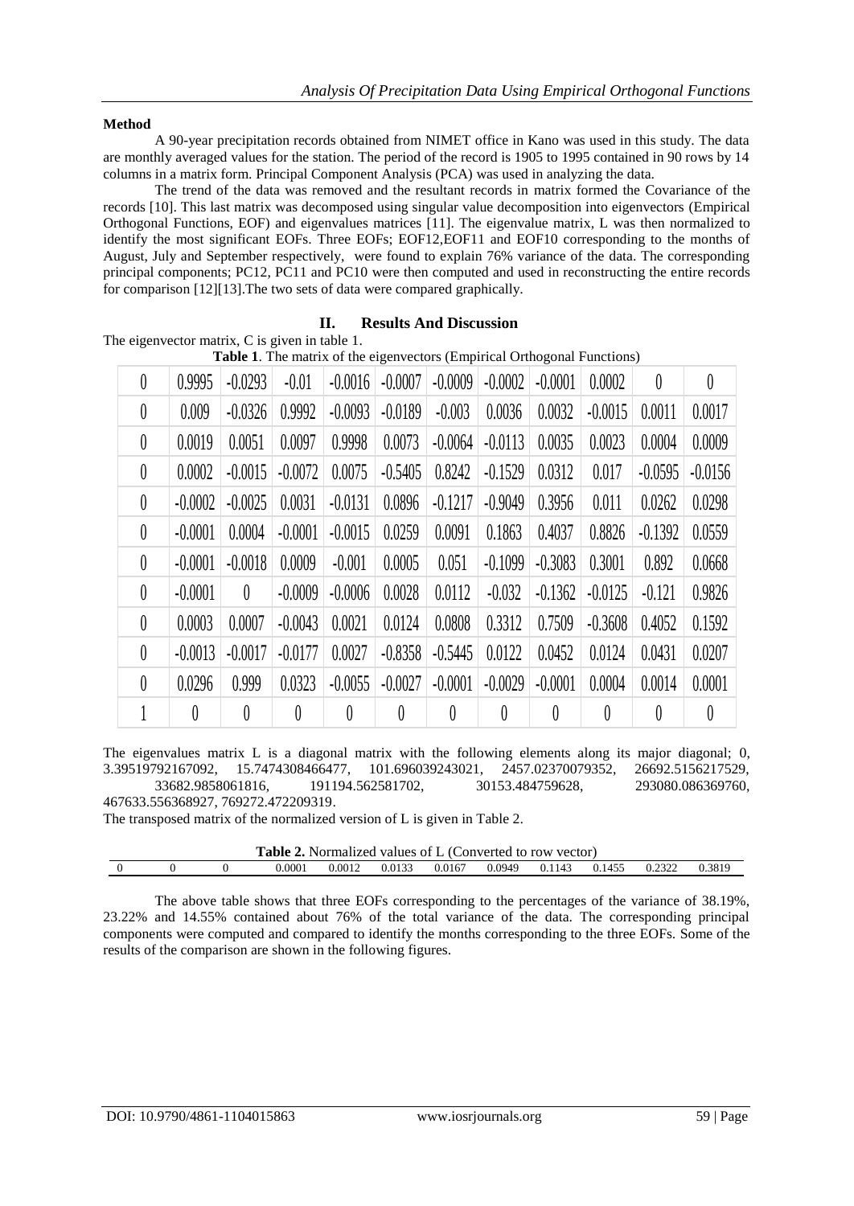**Method**

A 90-year precipitation records obtained from NIMET office in Kano was used in this study. The data are monthly averaged values for the station. The period of the record is 1905 to 1995 contained in 90 rows by 14 columns in a matrix form. Principal Component Analysis (PCA) was used in analyzing the data.

The trend of the data was removed and the resultant records in matrix formed the Covariance of the records [10]. This last matrix was decomposed using singular value decomposition into eigenvectors (Empirical Orthogonal Functions, EOF) and eigenvalues matrices [11]. The eigenvalue matrix, L was then normalized to identify the most significant EOFs. Three EOFs; EOF12,EOF11 and EOF10 corresponding to the months of August, July and September respectively, were found to explain 76% variance of the data. The corresponding principal components; PC12, PC11 and PC10 were then computed and used in reconstructing the entire records for comparison [12][13].The two sets of data were compared graphically.

## II. Results And Discussion

The eigenvector matrix, C is given in table 1.

**Table 1**. The matrix of the eigenvectors (Empirical Orthogonal Functions)

| | | | | | | | | | | | |
|---|---|---|---|---|---|---|---|---|---|---|---|
| 0 | 0.9995 | -0.0293 | -0.01 | -0.0016 | -0.0007 | -0.0009 | -0.0002 | -0.0001 | 0.0002 | 0 | 0 |
| 0 | 0.009 | -0.0326 | 0.9992 | -0.0093 | -0.0189 | -0.003 | 0.0036 | 0.0032 | -0.0015 | 0.0011 | 0.0017 |
| 0 | 0.0019 | 0.0051 | 0.0097 | 0.9998 | 0.0073 | -0.0064 | -0.0113 | 0.0035 | 0.0023 | 0.0004 | 0.0009 |
| 0 | 0.0002 | -0.0015 | -0.0072 | 0.0075 | -0.5405 | 0.8242 | -0.1529 | 0.0312 | 0.017 | -0.0595 | -0.0156 |
| 0 | -0.0002 | -0.0025 | 0.0031 | -0.0131 | 0.0896 | -0.1217 | -0.9049 | 0.3956 | 0.011 | 0.0262 | 0.0298 |
| 0 | -0.0001 | 0.0004 | -0.0001 | -0.0015 | 0.0259 | 0.0091 | 0.1863 | 0.4037 | 0.8826 | -0.1392 | 0.0559 |
| 0 | -0.0001 | -0.0018 | 0.0009 | -0.001 | 0.0005 | 0.051 | -0.1099 | -0.3083 | 0.3001 | 0.892 | 0.0668 |
| 0 | -0.0001 | 0 | -0.0009 | -0.0006 | 0.0028 | 0.0112 | -0.032 | -0.1362 | -0.0125 | -0.121 | 0.9826 |
| 0 | 0.0003 | 0.0007 | -0.0043 | 0.0021 | 0.0124 | 0.0808 | 0.3312 | 0.7509 | -0.3608 | 0.4052 | 0.1592 |
| 0 | -0.0013 | -0.0017 | -0.0177 | 0.0027 | -0.8358 | -0.5445 | 0.0122 | 0.0452 | 0.0124 | 0.0431 | 0.0207 |
| 0 | 0.0296 | 0.999 | 0.0323 | -0.0055 | -0.0027 | -0.0001 | -0.0029 | -0.0001 | 0.0004 | 0.0014 | 0.0001 |
| 1 | 0 | 0 | 0 | 0 | 0 | 0 | 0 | 0 | 0 | 0 | 0 |

The eigenvalues matrix L is a diagonal matrix with the following elements along its major diagonal; 0, 3.39519792167092, 15.7474308466477, 101.696039243021, 2457.02370079352, 26692.5156217529, 33682.9858061816, 191194.562581702, 30153.484759628, 293080.086369760, 467633.556368927, 769272.472209319.

The transposed matrix of the normalized version of L is given in Table 2.

**Table 2.** Normalized values of L (Converted to row vector)

| | | | | | | | | | | | |
|---|---|---|---|---|---|---|---|---|---|---|---|
| 0 | 0 | 0 | 0.0001 | 0.0012 | 0.0133 | 0.0167 | 0.0949 | 0.1143 | 0.1455 | 0.2322 | 0.3819 |

The above table shows that three EOFs corresponding to the percentages of the variance of 38.19%, 23.22% and 14.55% contained about 76% of the total variance of the data. The corresponding principal components were computed and compared to identify the months corresponding to the three EOFs. Some of the results of the comparison are shown in the following figures.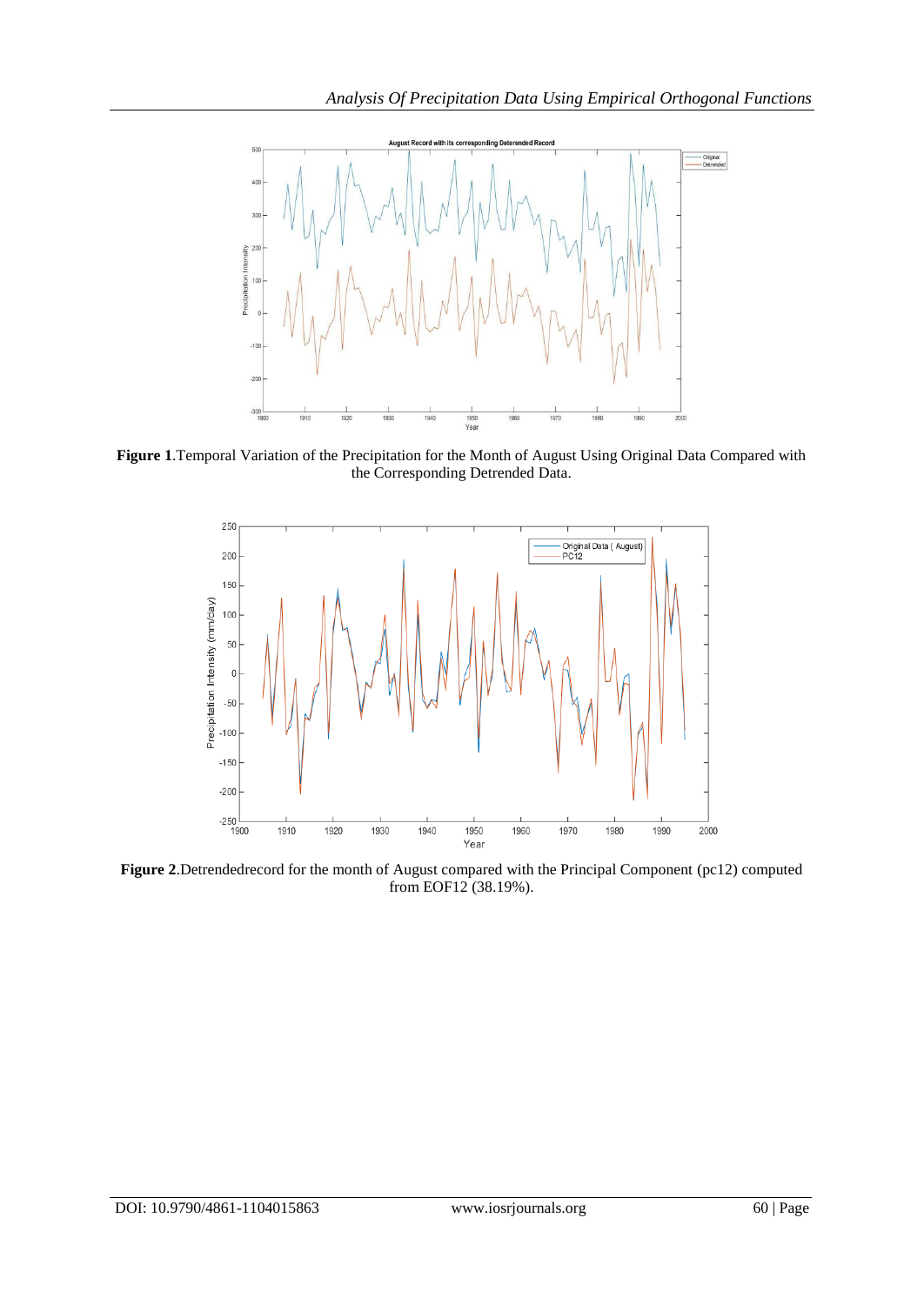**Figure 1**.Temporal Variation of the Precipitation for the Month of August Using Original Data Compared with the Corresponding Detrended Data.

**Figure 2**.Detrendedrecord for the month of August compared with the Principal Component (pc12) computed from EOF12 (38.19%).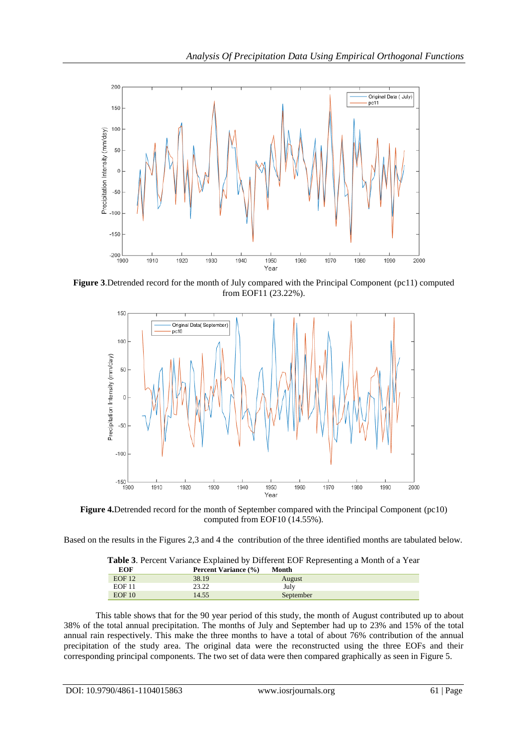**Figure 3**.Detrended record for the month of July compared with the Principal Component (pc11) computed from EOF11 (23.22%).

**Figure 4.**Detrended record for the month of September compared with the Principal Component (pc10) computed from EOF10 (14.55%).

Based on the results in the Figures 2,3 and 4 the contribution of the three identified months are tabulated below.

**Table 3**. Percent Variance Explained by Different EOF Representing a Month of a Year

| EOF | Percent Variance (%) | Month |
|---|---|---|
| EOF 12 | 38.19 | August |
| EOF 11 | 23.22 | July |
| EOF 10 | 14.55 | September |

This table shows that for the 90 year period of this study, the month of August contributed up to about 38% of the total annual precipitation. The months of July and September had up to 23% and 15% of the total annual rain respectively. This make the three months to have a total of about 76% contribution of the annual precipitation of the study area. The original data were the reconstructed using the three EOFs and their corresponding principal components. The two set of data were then compared graphically as seen in Figure 5.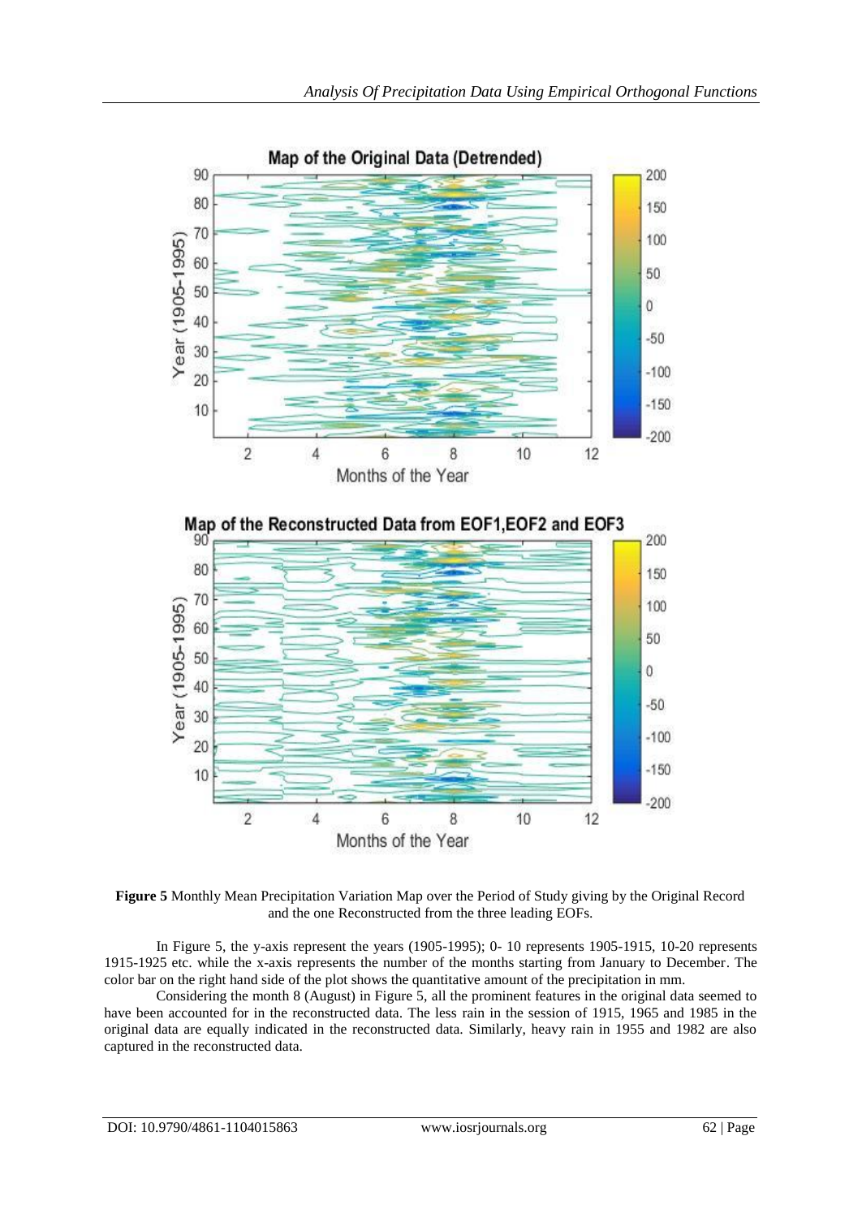**Figure 5** Monthly Mean Precipitation Variation Map over the Period of Study giving by the Original Record and the one Reconstructed from the three leading EOFs.

In Figure 5, the y-axis represent the years (1905-1995); 0- 10 represents 1905-1915, 10-20 represents 1915-1925 etc. while the x-axis represents the number of the months starting from January to December. The color bar on the right hand side of the plot shows the quantitative amount of the precipitation in mm.

Considering the month 8 (August) in Figure 5, all the prominent features in the original data seemed to have been accounted for in the reconstructed data. The less rain in the session of 1915, 1965 and 1985 in the original data are equally indicated in the reconstructed data. Similarly, heavy rain in 1955 and 1982 are also captured in the reconstructed data.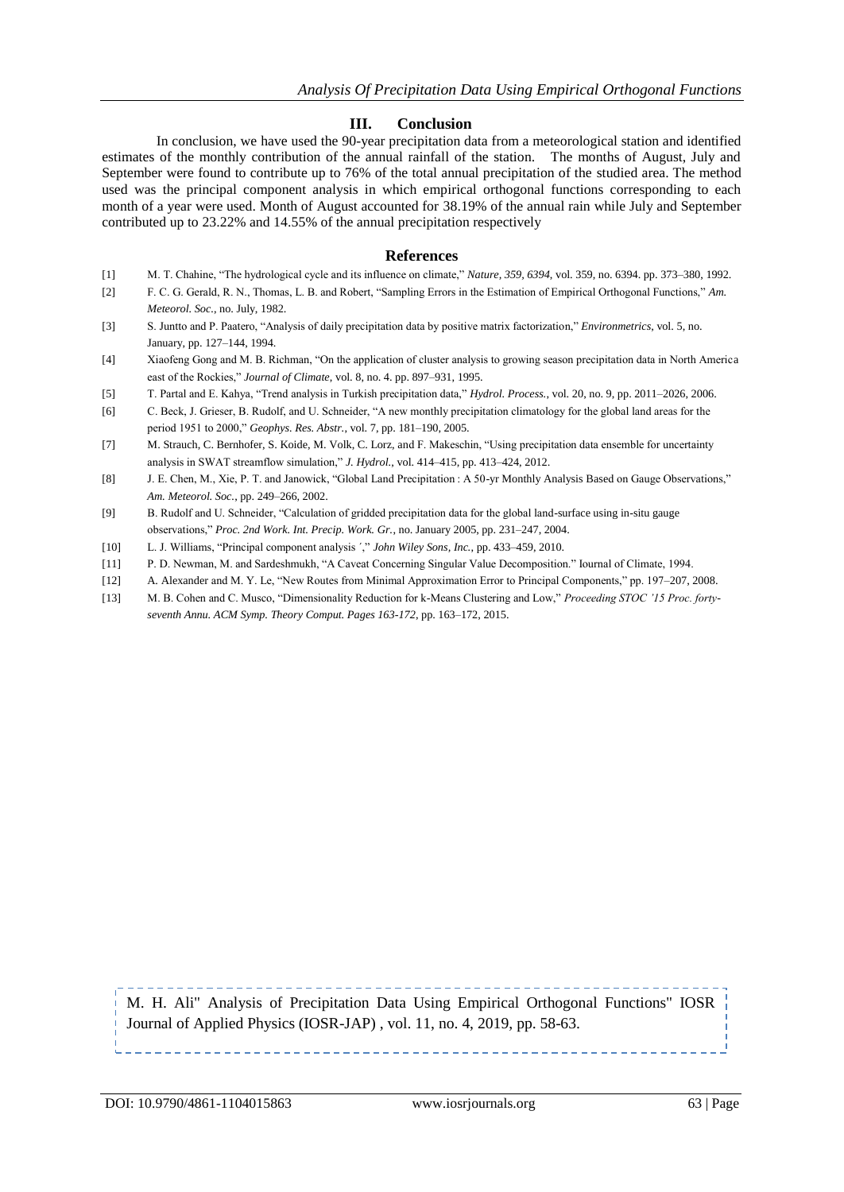## III. Conclusion

In conclusion, we have used the 90-year precipitation data from a meteorological station and identified estimates of the monthly contribution of the annual rainfall of the station. The months of August, July and September were found to contribute up to 76% of the total annual precipitation of the studied area. The method used was the principal component analysis in which empirical orthogonal functions corresponding to each month of a year were used. Month of August accounted for 38.19% of the annual rain while July and September contributed up to 23.22% and 14.55% of the annual precipitation respectively

## References

[1] M. T. Chahine, "The hydrological cycle and its influence on climate," *Nature, 359, 6394*, vol. 359, no. 6394. pp. 373–380, 1992.

[2] F. C. G. Gerald, R. N., Thomas, L. B. and Robert, "Sampling Errors in the Estimation of Empirical Orthogonal Functions," *Am. Meteorol. Soc.*, no. July, 1982.

[3] S. Juntto and P. Paatero, "Analysis of daily precipitation data by positive matrix factorization," *Environmetrics*, vol. 5, no. January, pp. 127–144, 1994.

[4] Xiaofeng Gong and M. B. Richman, "On the application of cluster analysis to growing season precipitation data in North America east of the Rockies," *Journal of Climate*, vol. 8, no. 4. pp. 897–931, 1995.

[5] T. Partal and E. Kahya, "Trend analysis in Turkish precipitation data," *Hydrol. Process.*, vol. 20, no. 9, pp. 2011–2026, 2006.

[6] C. Beck, J. Grieser, B. Rudolf, and U. Schneider, "A new monthly precipitation climatology for the global land areas for the period 1951 to 2000," *Geophys. Res. Abstr.*, vol. 7, pp. 181–190, 2005.

[7] M. Strauch, C. Bernhofer, S. Koide, M. Volk, C. Lorz, and F. Makeschin, "Using precipitation data ensemble for uncertainty analysis in SWAT streamflow simulation," *J. Hydrol.*, vol. 414–415, pp. 413–424, 2012.

[8] J. E. Chen, M., Xie, P. T. and Janowick, "Global Land Precipitation : A 50-yr Monthly Analysis Based on Gauge Observations," *Am. Meteorol. Soc.*, pp. 249–266, 2002.

[9] B. Rudolf and U. Schneider, "Calculation of gridded precipitation data for the global land-surface using in-situ gauge observations," *Proc. 2nd Work. Int. Precip. Work. Gr.*, no. January 2005, pp. 231–247, 2004.

[10] L. J. Williams, "Principal component analysis ´," *John Wiley Sons, Inc.*, pp. 433–459, 2010.

[11] P. D. Newman, M. and Sardeshmukh, "A Caveat Concerning Singular Value Decomposition." Iournal of Climate, 1994.

[12] A. Alexander and M. Y. Le, "New Routes from Minimal Approximation Error to Principal Components," pp. 197–207, 2008.

[13] M. B. Cohen and C. Musco, "Dimensionality Reduction for k-Means Clustering and Low," *Proceeding STOC '15 Proc. forty-seventh Annu. ACM Symp. Theory Comput. Pages 163-172*, pp. 163–172, 2015.

M. H. Ali" Analysis of Precipitation Data Using Empirical Orthogonal Functions" IOSR Journal of Applied Physics (IOSR-JAP) , vol. 11, no. 4, 2019, pp. 58-63.